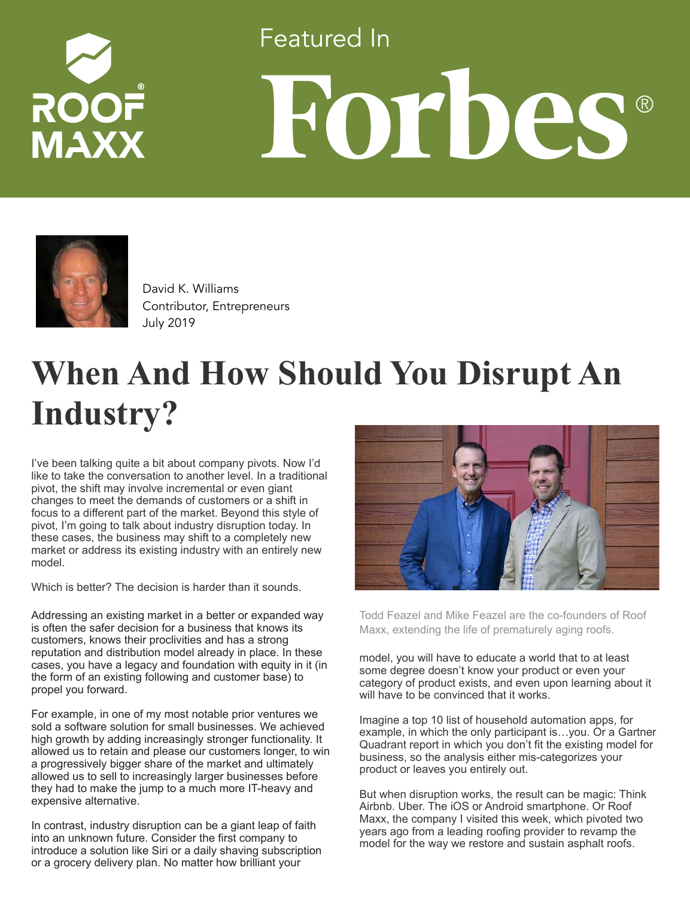ROOF MAXX

Featured In

# Forbes

David K. Williams
Contributor, Entrepreneurs
July 2019

# When And How Should You Disrupt An Industry?

I've been talking quite a bit about company pivots. Now I'd like to take the conversation to another level. In a traditional pivot, the shift may involve incremental or even giant changes to meet the demands of customers or a shift in focus to a different part of the market. Beyond this style of pivot, I'm going to talk about industry disruption today. In these cases, the business may shift to a completely new market or address its existing industry with an entirely new model.

Which is better? The decision is harder than it sounds.

Addressing an existing market in a better or expanded way is often the safer decision for a business that knows its customers, knows their proclivities and has a strong reputation and distribution model already in place. In these cases, you have a legacy and foundation with equity in it (in the form of an existing following and customer base) to propel you forward.

For example, in one of my most notable prior ventures we sold a software solution for small businesses. We achieved high growth by adding increasingly stronger functionality. It allowed us to retain and please our customers longer, to win a progressively bigger share of the market and ultimately allowed us to sell to increasingly larger businesses before they had to make the jump to a much more IT-heavy and expensive alternative.

In contrast, industry disruption can be a giant leap of faith into an unknown future. Consider the first company to introduce a solution like Siri or a daily shaving subscription or a grocery delivery plan. No matter how brilliant your model, you will have to educate a world that to at least some degree doesn't know your product or even your category of product exists, and even upon learning about it will have to be convinced that it works.

Todd Feazel and Mike Feazel are the co-founders of Roof Maxx, extending the life of prematurely aging roofs.

Imagine a top 10 list of household automation apps, for example, in which the only participant is…you. Or a Gartner Quadrant report in which you don't fit the existing model for business, so the analysis either mis-categorizes your product or leaves you entirely out.

But when disruption works, the result can be magic: Think Airbnb. Uber. The iOS or Android smartphone. Or Roof Maxx, the company I visited this week, which pivoted two years ago from a leading roofing provider to revamp the model for the way we restore and sustain asphalt roofs.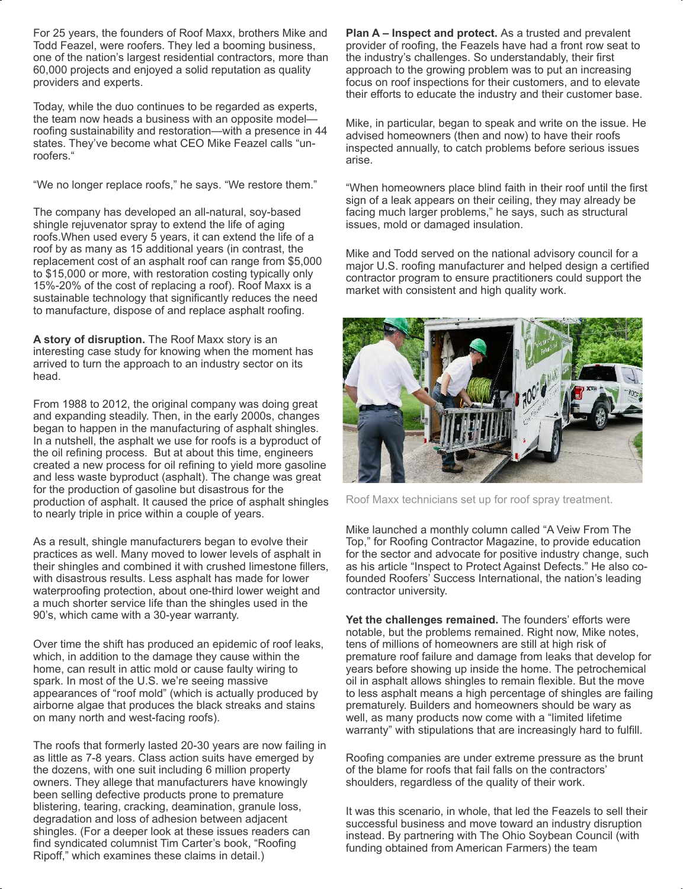For 25 years, the founders of Roof Maxx, brothers Mike and Todd Feazel, were roofers. They led a booming business, one of the nation's largest residential contractors, more than 60,000 projects and enjoyed a solid reputation as quality providers and experts.

Today, while the duo continues to be regarded as experts, the team now heads a business with an opposite model—roofing sustainability and restoration—with a presence in 44 states. They've become what CEO Mike Feazel calls "un-roofers."

"We no longer replace roofs," he says. "We restore them."

The company has developed an all-natural, soy-based shingle rejuvenator spray to extend the life of aging roofs.When used every 5 years, it can extend the life of a roof by as many as 15 additional years (in contrast, the replacement cost of an asphalt roof can range from $5,000 to $15,000 or more, with restoration costing typically only 15%-20% of the cost of replacing a roof). Roof Maxx is a sustainable technology that significantly reduces the need to manufacture, dispose of and replace asphalt roofing.

**A story of disruption.** The Roof Maxx story is an interesting case study for knowing when the moment has arrived to turn the approach to an industry sector on its head.

From 1988 to 2012, the original company was doing great and expanding steadily. Then, in the early 2000s, changes began to happen in the manufacturing of asphalt shingles. In a nutshell, the asphalt we use for roofs is a byproduct of the oil refining process. But at about this time, engineers created a new process for oil refining to yield more gasoline and less waste byproduct (asphalt). The change was great for the production of gasoline but disastrous for the production of asphalt. It caused the price of asphalt shingles to nearly triple in price within a couple of years.

As a result, shingle manufacturers began to evolve their practices as well. Many moved to lower levels of asphalt in their shingles and combined it with crushed limestone fillers, with disastrous results. Less asphalt has made for lower waterproofing protection, about one-third lower weight and a much shorter service life than the shingles used in the 90's, which came with a 30-year warranty.

Over time the shift has produced an epidemic of roof leaks, which, in addition to the damage they cause within the home, can result in attic mold or cause faulty wiring to spark. In most of the U.S. we're seeing massive appearances of "roof mold" (which is actually produced by airborne algae that produces the black streaks and stains on many north and west-facing roofs).

The roofs that formerly lasted 20-30 years are now failing in as little as 7-8 years. Class action suits have emerged by the dozens, with one suit including 6 million property owners. They allege that manufacturers have knowingly been selling defective products prone to premature blistering, tearing, cracking, deamination, granule loss, degradation and loss of adhesion between adjacent shingles. (For a deeper look at these issues readers can find syndicated columnist Tim Carter's book, "Roofing Ripoff," which examines these claims in detail.)

**Plan A – Inspect and protect.** As a trusted and prevalent provider of roofing, the Feazels have had a front row seat to the industry's challenges. So understandably, their first approach to the growing problem was to put an increasing focus on roof inspections for their customers, and to elevate their efforts to educate the industry and their customer base.

Mike, in particular, began to speak and write on the issue. He advised homeowners (then and now) to have their roofs inspected annually, to catch problems before serious issues arise.

"When homeowners place blind faith in their roof until the first sign of a leak appears on their ceiling, they may already be facing much larger problems," he says, such as structural issues, mold or damaged insulation.

Mike and Todd served on the national advisory council for a major U.S. roofing manufacturer and helped design a certified contractor program to ensure practitioners could support the market with consistent and high quality work.

Roof Maxx technicians set up for roof spray treatment.

Mike launched a monthly column called "A Veiw From The Top," for Roofing Contractor Magazine, to provide education for the sector and advocate for positive industry change, such as his article "Inspect to Protect Against Defects." He also co-founded Roofers' Success International, the nation's leading contractor university.

**Yet the challenges remained.** The founders' efforts were notable, but the problems remained. Right now, Mike notes, tens of millions of homeowners are still at high risk of premature roof failure and damage from leaks that develop for years before showing up inside the home. The petrochemical oil in asphalt allows shingles to remain flexible. But the move to less asphalt means a high percentage of shingles are failing prematurely. Builders and homeowners should be wary as well, as many products now come with a "limited lifetime warranty" with stipulations that are increasingly hard to fulfill.

Roofing companies are under extreme pressure as the brunt of the blame for roofs that fail falls on the contractors' shoulders, regardless of the quality of their work.

It was this scenario, in whole, that led the Feazels to sell their successful business and move toward an industry disruption instead. By partnering with The Ohio Soybean Council (with funding obtained from American Farmers) the team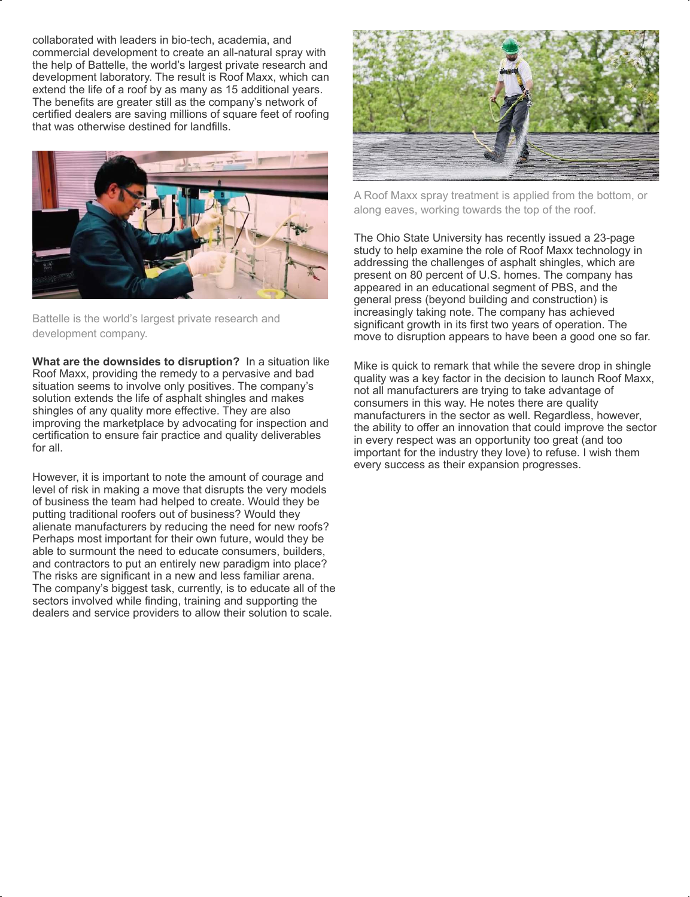collaborated with leaders in bio-tech, academia, and commercial development to create an all-natural spray with the help of Battelle, the world's largest private research and development laboratory. The result is Roof Maxx, which can extend the life of a roof by as many as 15 additional years. The benefits are greater still as the company's network of certified dealers are saving millions of square feet of roofing that was otherwise destined for landfills.

Battelle is the world's largest private research and development company.

**What are the downsides to disruption?** In a situation like Roof Maxx, providing the remedy to a pervasive and bad situation seems to involve only positives. The company's solution extends the life of asphalt shingles and makes shingles of any quality more effective. They are also improving the marketplace by advocating for inspection and certification to ensure fair practice and quality deliverables for all.

However, it is important to note the amount of courage and level of risk in making a move that disrupts the very models of business the team had helped to create. Would they be putting traditional roofers out of business? Would they alienate manufacturers by reducing the need for new roofs? Perhaps most important for their own future, would they be able to surmount the need to educate consumers, builders, and contractors to put an entirely new paradigm into place? The risks are significant in a new and less familiar arena. The company's biggest task, currently, is to educate all of the sectors involved while finding, training and supporting the dealers and service providers to allow their solution to scale.

A Roof Maxx spray treatment is applied from the bottom, or along eaves, working towards the top of the roof.

The Ohio State University has recently issued a 23-page study to help examine the role of Roof Maxx technology in addressing the challenges of asphalt shingles, which are present on 80 percent of U.S. homes. The company has appeared in an educational segment of PBS, and the general press (beyond building and construction) is increasingly taking note. The company has achieved significant growth in its first two years of operation. The move to disruption appears to have been a good one so far.

Mike is quick to remark that while the severe drop in shingle quality was a key factor in the decision to launch Roof Maxx, not all manufacturers are trying to take advantage of consumers in this way. He notes there are quality manufacturers in the sector as well. Regardless, however, the ability to offer an innovation that could improve the sector in every respect was an opportunity too great (and too important for the industry they love) to refuse. I wish them every success as their expansion progresses.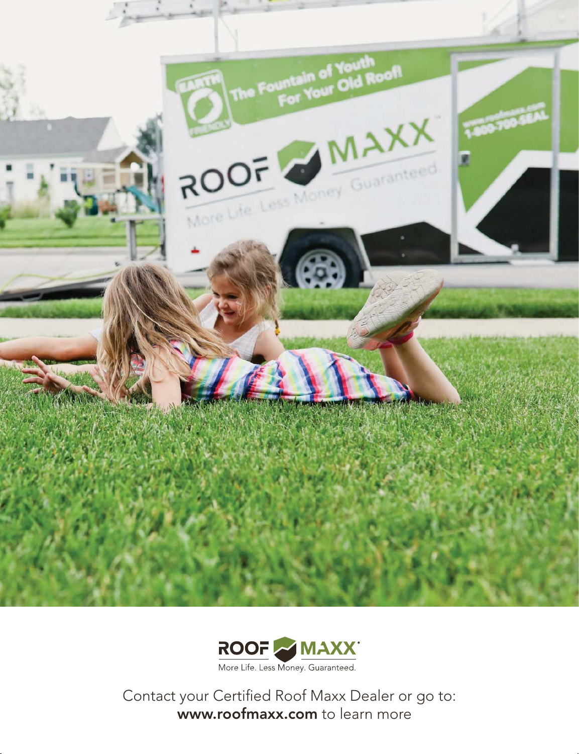ROOF MAXX

More Life. Less Money. Guaranteed.

Contact your Certified Roof Maxx Dealer or go to:
**www.roofmaxx.com** to learn more